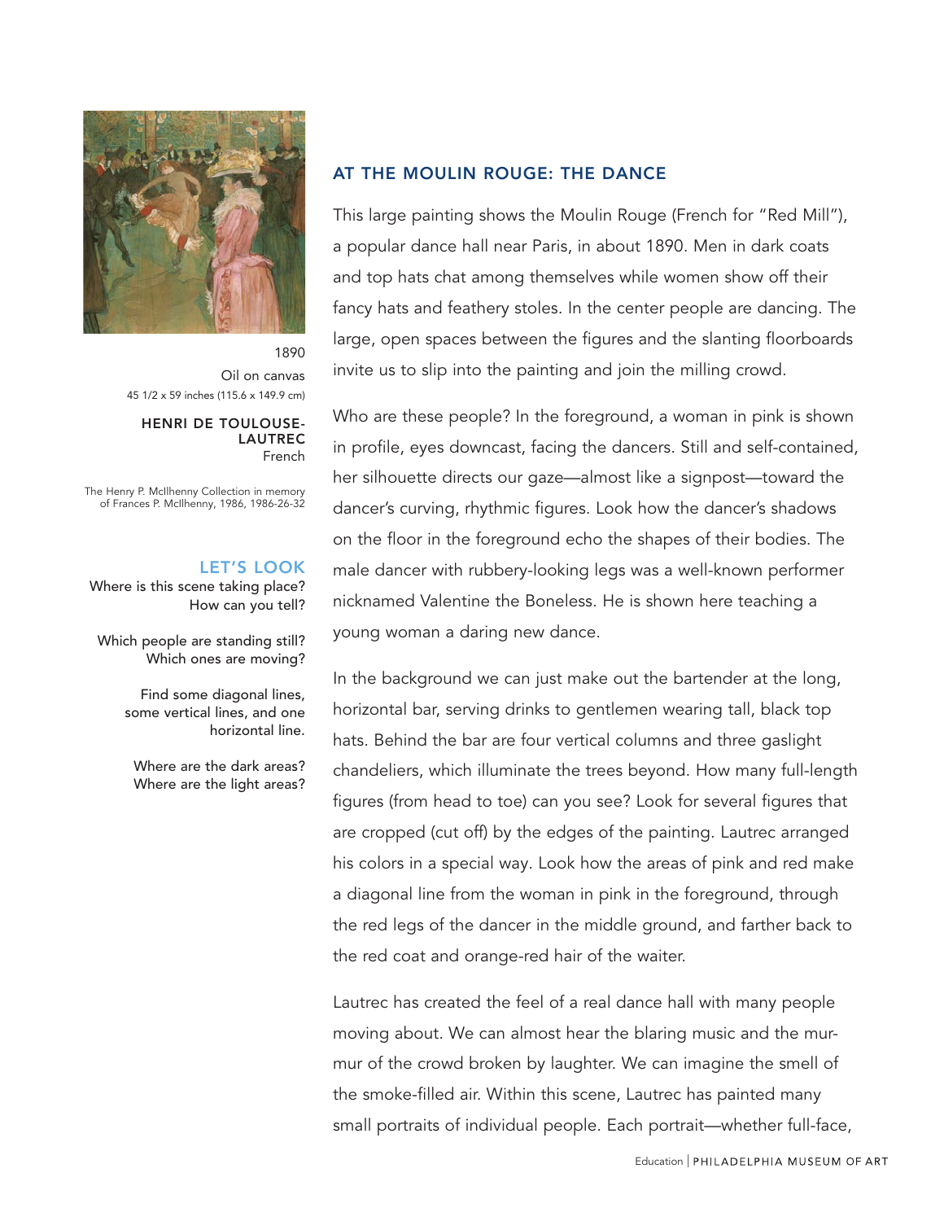1890
Oil on canvas
45 1/2 x 59 inches (115.6 x 149.9 cm)

**HENRI DE TOULOUSE-LAUTREC**
French

The Henry P. McIlhenny Collection in memory of Frances P. McIlhenny, 1986, 1986-26-32

### LET'S LOOK

Where is this scene taking place? How can you tell?

Which people are standing still? Which ones are moving?

Find some diagonal lines, some vertical lines, and one horizontal line.

Where are the dark areas? Where are the light areas?

## AT THE MOULIN ROUGE: THE DANCE

This large painting shows the Moulin Rouge (French for "Red Mill"), a popular dance hall near Paris, in about 1890. Men in dark coats and top hats chat among themselves while women show off their fancy hats and feathery stoles. In the center people are dancing. The large, open spaces between the figures and the slanting floorboards invite us to slip into the painting and join the milling crowd.

Who are these people? In the foreground, a woman in pink is shown in profile, eyes downcast, facing the dancers. Still and self-contained, her silhouette directs our gaze—almost like a signpost—toward the dancer's curving, rhythmic figures. Look how the dancer's shadows on the floor in the foreground echo the shapes of their bodies. The male dancer with rubbery-looking legs was a well-known performer nicknamed Valentine the Boneless. He is shown here teaching a young woman a daring new dance.

In the background we can just make out the bartender at the long, horizontal bar, serving drinks to gentlemen wearing tall, black top hats. Behind the bar are four vertical columns and three gaslight chandeliers, which illuminate the trees beyond. How many full-length figures (from head to toe) can you see? Look for several figures that are cropped (cut off) by the edges of the painting. Lautrec arranged his colors in a special way. Look how the areas of pink and red make a diagonal line from the woman in pink in the foreground, through the red legs of the dancer in the middle ground, and farther back to the red coat and orange-red hair of the waiter.

Lautrec has created the feel of a real dance hall with many people moving about. We can almost hear the blaring music and the murmur of the crowd broken by laughter. We can imagine the smell of the smoke-filled air. Within this scene, Lautrec has painted many small portraits of individual people. Each portrait—whether full-face,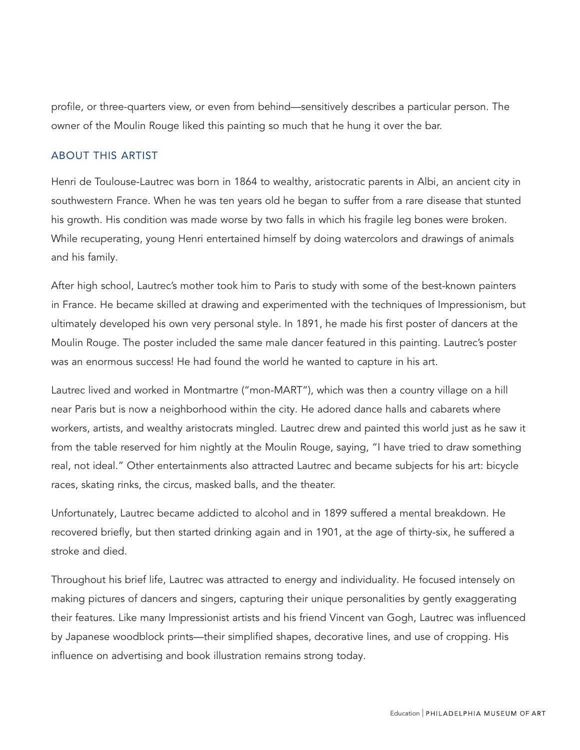profile, or three-quarters view, or even from behind—sensitively describes a particular person. The owner of the Moulin Rouge liked this painting so much that he hung it over the bar.

## ABOUT THIS ARTIST

Henri de Toulouse-Lautrec was born in 1864 to wealthy, aristocratic parents in Albi, an ancient city in southwestern France. When he was ten years old he began to suffer from a rare disease that stunted his growth. His condition was made worse by two falls in which his fragile leg bones were broken. While recuperating, young Henri entertained himself by doing watercolors and drawings of animals and his family.

After high school, Lautrec's mother took him to Paris to study with some of the best-known painters in France. He became skilled at drawing and experimented with the techniques of Impressionism, but ultimately developed his own very personal style. In 1891, he made his first poster of dancers at the Moulin Rouge. The poster included the same male dancer featured in this painting. Lautrec's poster was an enormous success! He had found the world he wanted to capture in his art.

Lautrec lived and worked in Montmartre ("mon-MART"), which was then a country village on a hill near Paris but is now a neighborhood within the city. He adored dance halls and cabarets where workers, artists, and wealthy aristocrats mingled. Lautrec drew and painted this world just as he saw it from the table reserved for him nightly at the Moulin Rouge, saying, "I have tried to draw something real, not ideal." Other entertainments also attracted Lautrec and became subjects for his art: bicycle races, skating rinks, the circus, masked balls, and the theater.

Unfortunately, Lautrec became addicted to alcohol and in 1899 suffered a mental breakdown. He recovered briefly, but then started drinking again and in 1901, at the age of thirty-six, he suffered a stroke and died.

Throughout his brief life, Lautrec was attracted to energy and individuality. He focused intensely on making pictures of dancers and singers, capturing their unique personalities by gently exaggerating their features. Like many Impressionist artists and his friend Vincent van Gogh, Lautrec was influenced by Japanese woodblock prints—their simplified shapes, decorative lines, and use of cropping. His influence on advertising and book illustration remains strong today.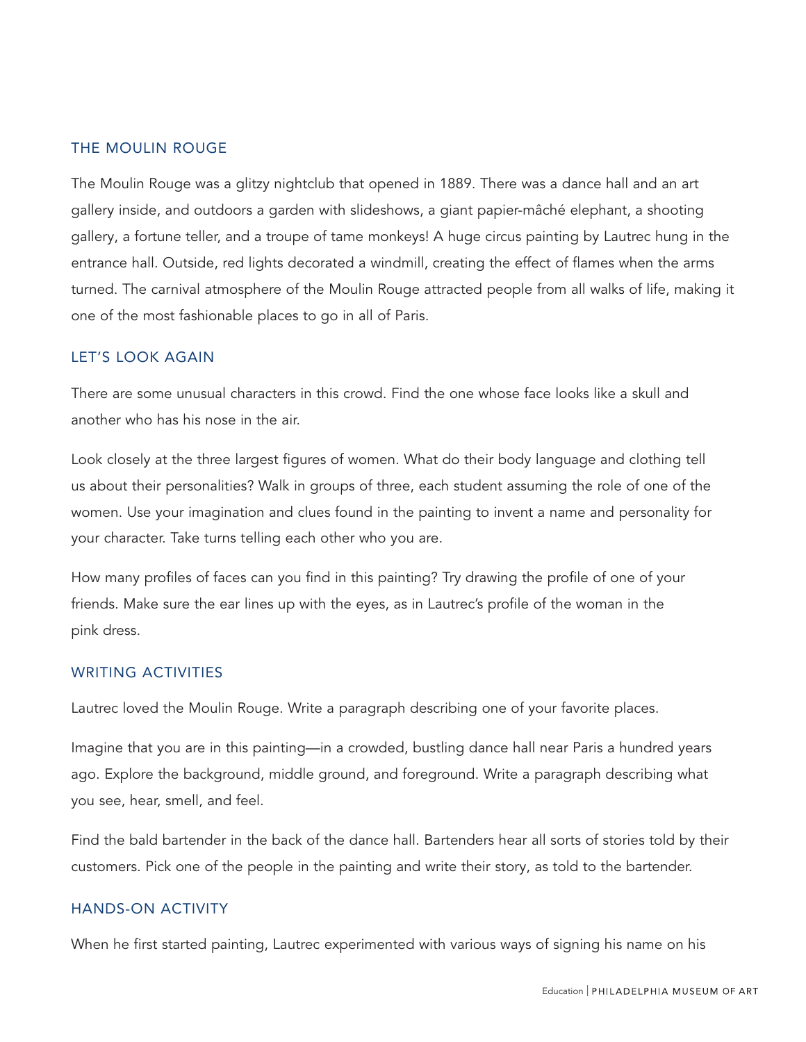## THE MOULIN ROUGE

The Moulin Rouge was a glitzy nightclub that opened in 1889. There was a dance hall and an art gallery inside, and outdoors a garden with slideshows, a giant papier-mâché elephant, a shooting gallery, a fortune teller, and a troupe of tame monkeys! A huge circus painting by Lautrec hung in the entrance hall. Outside, red lights decorated a windmill, creating the effect of flames when the arms turned. The carnival atmosphere of the Moulin Rouge attracted people from all walks of life, making it one of the most fashionable places to go in all of Paris.

## LET'S LOOK AGAIN

There are some unusual characters in this crowd. Find the one whose face looks like a skull and another who has his nose in the air.

Look closely at the three largest figures of women. What do their body language and clothing tell us about their personalities? Walk in groups of three, each student assuming the role of one of the women. Use your imagination and clues found in the painting to invent a name and personality for your character. Take turns telling each other who you are.

How many profiles of faces can you find in this painting? Try drawing the profile of one of your friends. Make sure the ear lines up with the eyes, as in Lautrec's profile of the woman in the pink dress.

## WRITING ACTIVITIES

Lautrec loved the Moulin Rouge. Write a paragraph describing one of your favorite places.

Imagine that you are in this painting—in a crowded, bustling dance hall near Paris a hundred years ago. Explore the background, middle ground, and foreground. Write a paragraph describing what you see, hear, smell, and feel.

Find the bald bartender in the back of the dance hall. Bartenders hear all sorts of stories told by their customers. Pick one of the people in the painting and write their story, as told to the bartender.

## HANDS-ON ACTIVITY

When he first started painting, Lautrec experimented with various ways of signing his name on his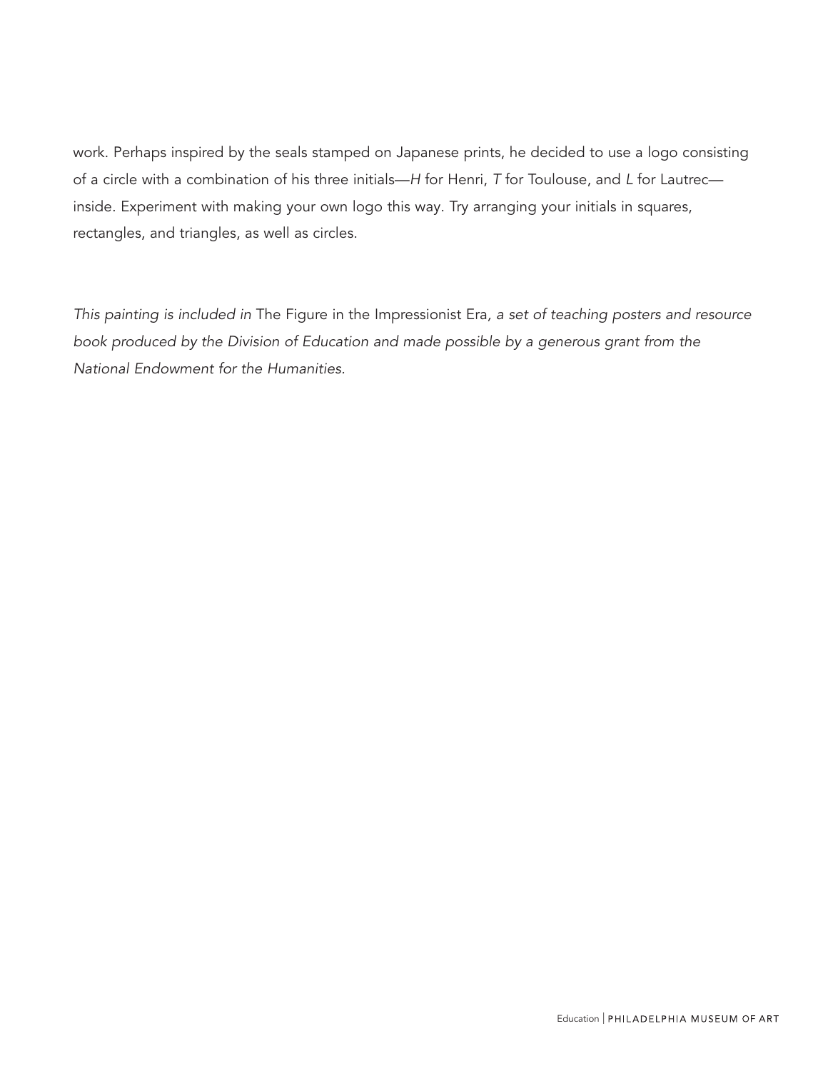work. Perhaps inspired by the seals stamped on Japanese prints, he decided to use a logo consisting of a circle with a combination of his three initials—*H* for Henri, *T* for Toulouse, and *L* for Lautrec—inside. Experiment with making your own logo this way. Try arranging your initials in squares, rectangles, and triangles, as well as circles.

*This painting is included in* The Figure in the Impressionist Era*, a set of teaching posters and resource book produced by the Division of Education and made possible by a generous grant from the National Endowment for the Humanities.*